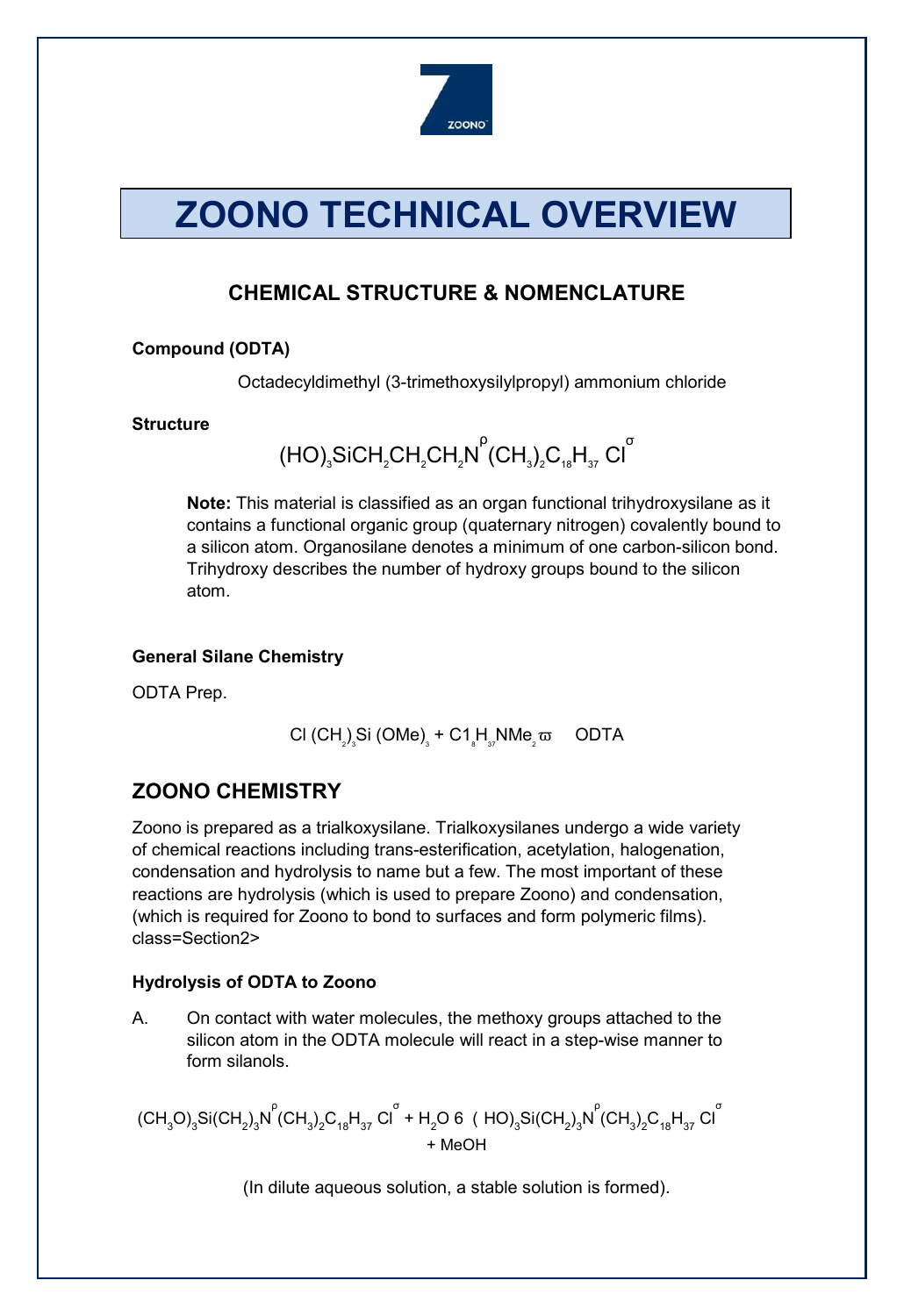# ZOONO TECHNICAL OVERVIEW

## CHEMICAL STRUCTURE & NOMENCLATURE

**Compound (ODTA)**

Octadecyldimethyl (3-trimethoxysilylpropyl) ammonium chloride

**Structure**

$$(HO)_3SiCH_2CH_2CH_2N^{\rho}(CH_3)_2C_{18}H_{37}\ Cl^{\sigma}$$

**Note:** This material is classified as an organ functional trihydroxysilane as it contains a functional organic group (quaternary nitrogen) covalently bound to a silicon atom. Organosilane denotes a minimum of one carbon-silicon bond. Trihydroxy describes the number of hydroxy groups bound to the silicon atom.

**General Silane Chemistry**

ODTA Prep.

$$Cl\ (CH_2)_3Si\ (OMe)_3 + C1_8H_{37}NMe_2\ \varpi \quad ODTA$$

## ZOONO CHEMISTRY

Zoono is prepared as a trialkoxysilane. Trialkoxysilanes undergo a wide variety of chemical reactions including trans-esterification, acetylation, halogenation, condensation and hydrolysis to name but a few. The most important of these reactions are hydrolysis (which is used to prepare Zoono) and condensation, (which is required for Zoono to bond to surfaces and form polymeric films). class=Section2>

**Hydrolysis of ODTA to Zoono**

A. On contact with water molecules, the methoxy groups attached to the silicon atom in the ODTA molecule will react in a step-wise manner to form silanols.

$$(CH_3O)_3Si(CH_2)_3N^{\rho}(CH_3)_2C_{18}H_{37}\ Cl^{\sigma} + H_2O\ 6\ \ (HO)_3Si(CH_2)_3N^{\rho}(CH_3)_2C_{18}H_{37}\ Cl^{\sigma} + MeOH$$

(In dilute aqueous solution, a stable solution is formed).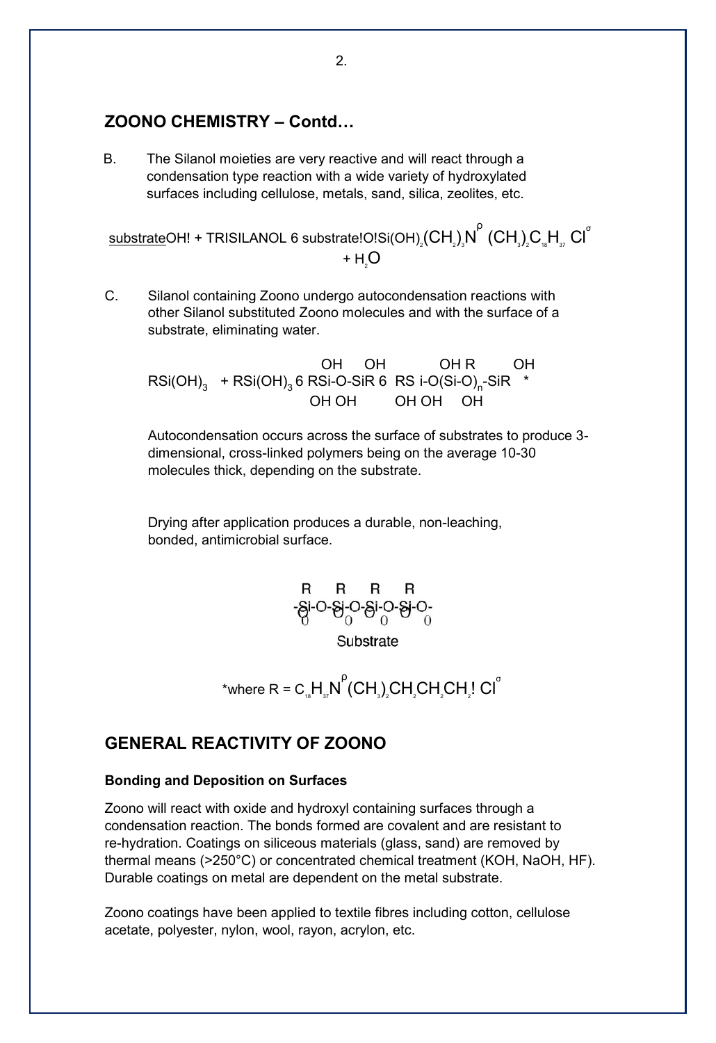## ZOONO CHEMISTRY – Contd…

B. The Silanol moieties are very reactive and will react through a condensation type reaction with a wide variety of hydroxylated surfaces including cellulose, metals, sand, silica, zeolites, etc.

$$\underline{\text{substrate}}\text{OH!} + \text{TRISILANOL } 6 \text{ substrate!O!Si(OH)}_2(CH_2)_3N^{\rho}\,(CH_3)_2C_{18}H_{37}\,Cl^{\sigma} + H_2O$$

C. Silanol containing Zoono undergo autocondensation reactions with other Silanol substituted Zoono molecules and with the surface of a substrate, eliminating water.

$$RSi(OH)_3 + RSi(OH)_3 \; 6 \; RSi(OH)_2\text{-O-}Si(OH)_2R \; 6 \; RSi(OH)_2\text{-O}(Si(OH)R\text{-O})_n\text{-}Si(OH)_2R \; ^*$$

Autocondensation occurs across the surface of substrates to produce 3-dimensional, cross-linked polymers being on the average 10-30 molecules thick, depending on the substrate.

Drying after application produces a durable, non-leaching, bonded, antimicrobial surface.

```
 R     R     R     R
-Si-O-Si-O-Si-O-Si-O-
 O     O     O     O
      Substrate
```

$$^*\text{where } R = C_{18}H_{37}N^{\rho}(CH_3)_2CH_2CH_2CH_2!\,Cl^{\sigma}$$

## GENERAL REACTIVITY OF ZOONO

**Bonding and Deposition on Surfaces**

Zoono will react with oxide and hydroxyl containing surfaces through a condensation reaction. The bonds formed are covalent and are resistant to re-hydration. Coatings on siliceous materials (glass, sand) are removed by thermal means (>250°C) or concentrated chemical treatment (KOH, NaOH, HF). Durable coatings on metal are dependent on the metal substrate.

Zoono coatings have been applied to textile fibres including cotton, cellulose acetate, polyester, nylon, wool, rayon, acrylon, etc.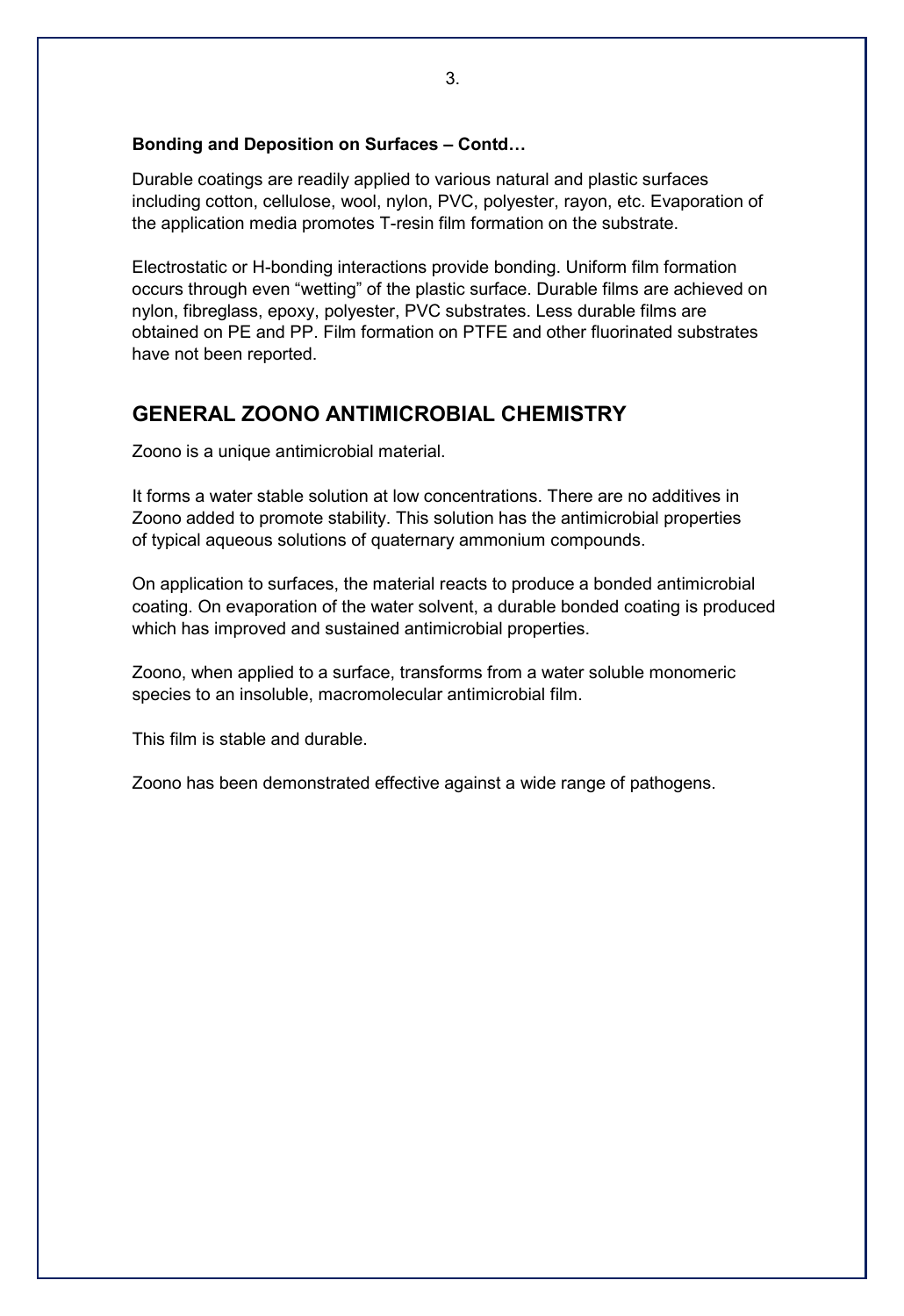**Bonding and Deposition on Surfaces – Contd…**

Durable coatings are readily applied to various natural and plastic surfaces including cotton, cellulose, wool, nylon, PVC, polyester, rayon, etc. Evaporation of the application media promotes T-resin film formation on the substrate.

Electrostatic or H-bonding interactions provide bonding. Uniform film formation occurs through even "wetting" of the plastic surface. Durable films are achieved on nylon, fibreglass, epoxy, polyester, PVC substrates. Less durable films are obtained on PE and PP. Film formation on PTFE and other fluorinated substrates have not been reported.

## GENERAL ZOONO ANTIMICROBIAL CHEMISTRY

Zoono is a unique antimicrobial material.

It forms a water stable solution at low concentrations. There are no additives in Zoono added to promote stability. This solution has the antimicrobial properties of typical aqueous solutions of quaternary ammonium compounds.

On application to surfaces, the material reacts to produce a bonded antimicrobial coating. On evaporation of the water solvent, a durable bonded coating is produced which has improved and sustained antimicrobial properties.

Zoono, when applied to a surface, transforms from a water soluble monomeric species to an insoluble, macromolecular antimicrobial film.

This film is stable and durable.

Zoono has been demonstrated effective against a wide range of pathogens.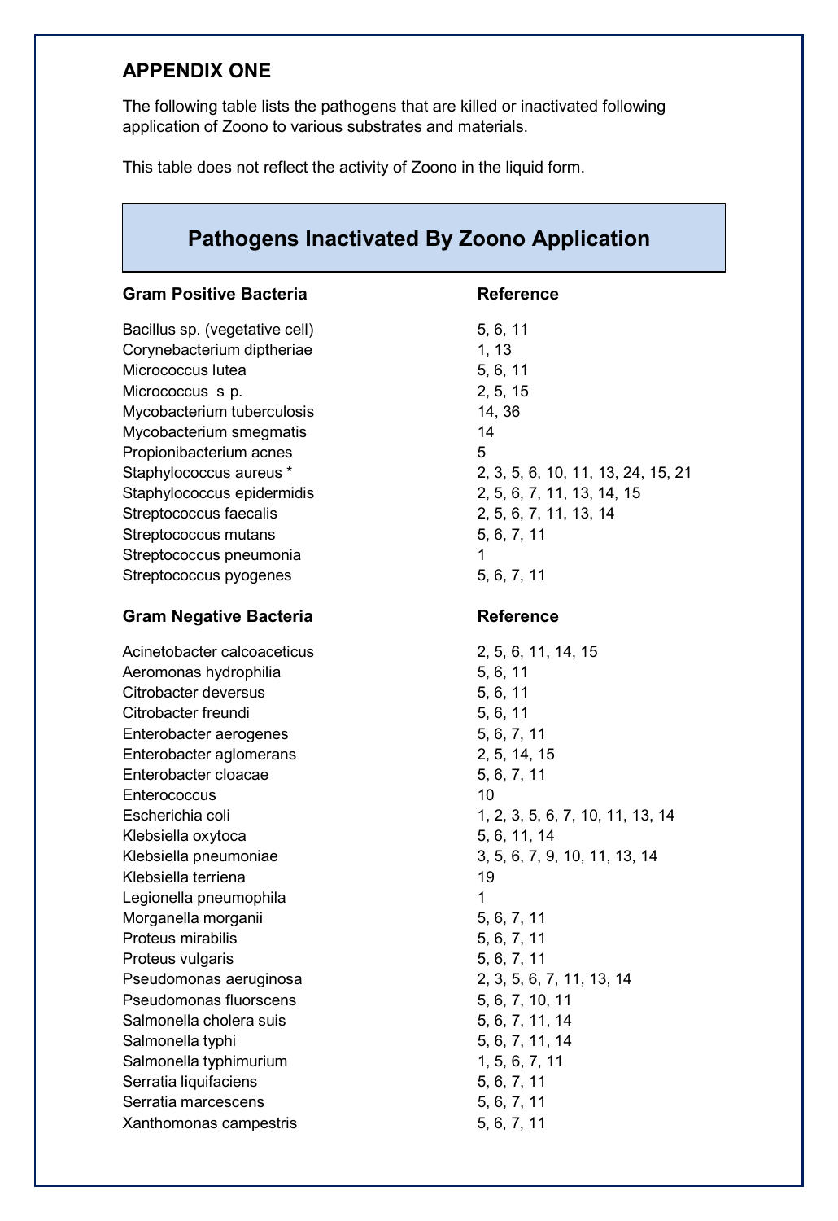## APPENDIX ONE

The following table lists the pathogens that are killed or inactivated following application of Zoono to various substrates and materials.

This table does not reflect the activity of Zoono in the liquid form.

### Pathogens Inactivated By Zoono Application

| Gram Positive Bacteria | Reference |
|---|---|
| Bacillus sp. (vegetative cell) | 5, 6, 11 |
| Corynebacterium diptheriae | 1, 13 |
| Micrococcus lutea | 5, 6, 11 |
| Micrococcus s p. | 2, 5, 15 |
| Mycobacterium tuberculosis | 14, 36 |
| Mycobacterium smegmatis | 14 |
| Propionibacterium acnes | 5 |
| Staphylococcus aureus * | 2, 3, 5, 6, 10, 11, 13, 24, 15, 21 |
| Staphylococcus epidermidis | 2, 5, 6, 7, 11, 13, 14, 15 |
| Streptococcus faecalis | 2, 5, 6, 7, 11, 13, 14 |
| Streptococcus mutans | 5, 6, 7, 11 |
| Streptococcus pneumonia | 1 |
| Streptococcus pyogenes | 5, 6, 7, 11 |

| Gram Negative Bacteria | Reference |
|---|---|
| Acinetobacter calcoaceticus | 2, 5, 6, 11, 14, 15 |
| Aeromonas hydrophilia | 5, 6, 11 |
| Citrobacter deversus | 5, 6, 11 |
| Citrobacter freundi | 5, 6, 11 |
| Enterobacter aerogenes | 5, 6, 7, 11 |
| Enterobacter aglomerans | 2, 5, 14, 15 |
| Enterobacter cloacae | 5, 6, 7, 11 |
| Enterococcus | 10 |
| Escherichia coli | 1, 2, 3, 5, 6, 7, 10, 11, 13, 14 |
| Klebsiella oxytoca | 5, 6, 11, 14 |
| Klebsiella pneumoniae | 3, 5, 6, 7, 9, 10, 11, 13, 14 |
| Klebsiella terriena | 19 |
| Legionella pneumophila | 1 |
| Morganella morganii | 5, 6, 7, 11 |
| Proteus mirabilis | 5, 6, 7, 11 |
| Proteus vulgaris | 5, 6, 7, 11 |
| Pseudomonas aeruginosa | 2, 3, 5, 6, 7, 11, 13, 14 |
| Pseudomonas fluorscens | 5, 6, 7, 10, 11 |
| Salmonella cholera suis | 5, 6, 7, 11, 14 |
| Salmonella typhi | 5, 6, 7, 11, 14 |
| Salmonella typhimurium | 1, 5, 6, 7, 11 |
| Serratia liquifaciens | 5, 6, 7, 11 |
| Serratia marcescens | 5, 6, 7, 11 |
| Xanthomonas campestris | 5, 6, 7, 11 |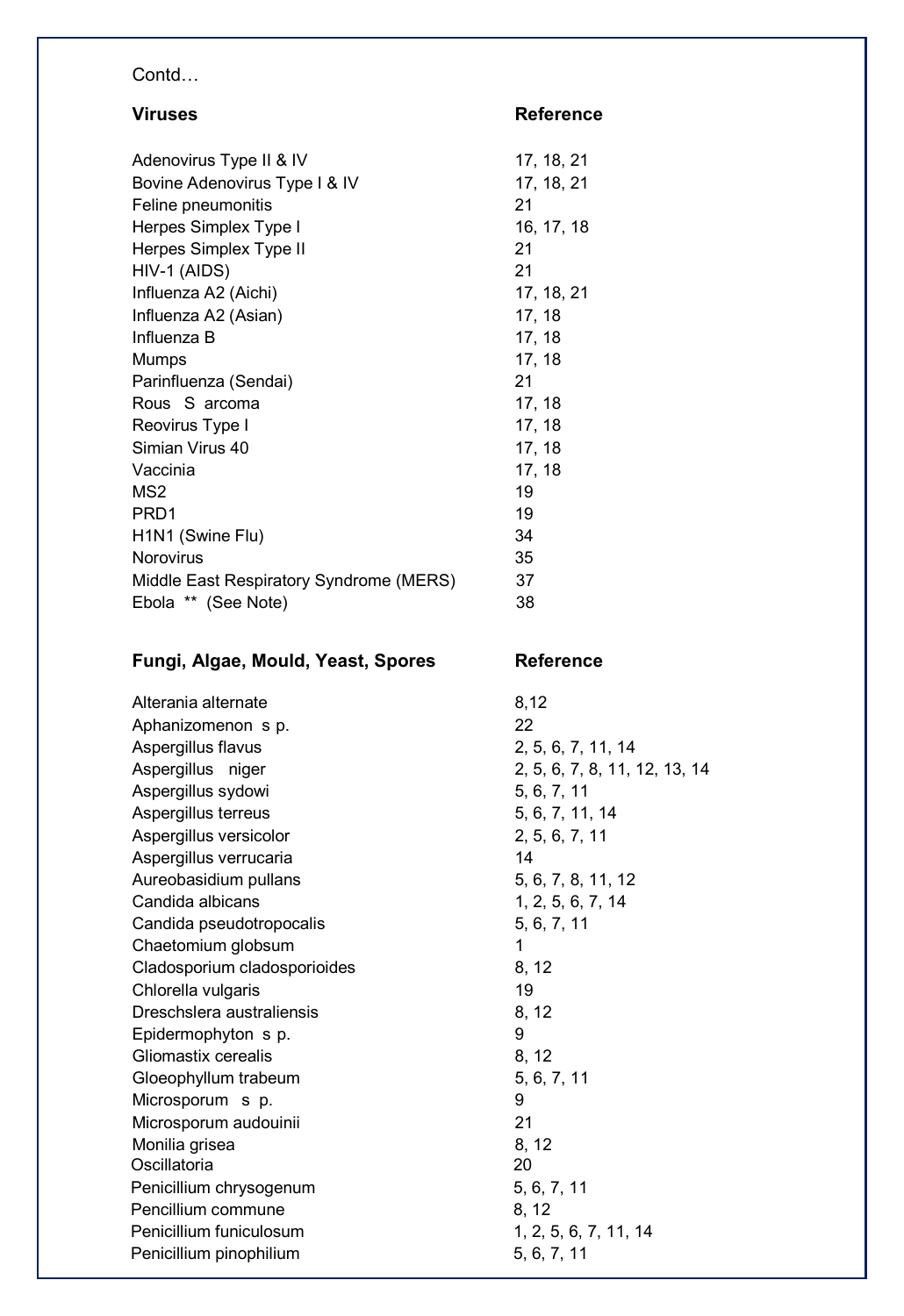Contd…

| Viruses | Reference |
|---|---|
| Adenovirus Type II & IV | 17, 18, 21 |
| Bovine Adenovirus Type I & IV | 17, 18, 21 |
| Feline pneumonitis | 21 |
| Herpes Simplex Type I | 16, 17, 18 |
| Herpes Simplex Type II | 21 |
| HIV-1 (AIDS) | 21 |
| Influenza A2 (Aichi) | 17, 18, 21 |
| Influenza A2 (Asian) | 17, 18 |
| Influenza B | 17, 18 |
| Mumps | 17, 18 |
| Parinfluenza (Sendai) | 21 |
| Rous S arcoma | 17, 18 |
| Reovirus Type I | 17, 18 |
| Simian Virus 40 | 17, 18 |
| Vaccinia | 17, 18 |
| MS2 | 19 |
| PRD1 | 19 |
| H1N1 (Swine Flu) | 34 |
| Norovirus | 35 |
| Middle East Respiratory Syndrome (MERS) | 37 |
| Ebola ** (See Note) | 38 |

| Fungi, Algae, Mould, Yeast, Spores | Reference |
|---|---|
| Alterania alternate | 8,12 |
| Aphanizomenon s p. | 22 |
| Aspergillus flavus | 2, 5, 6, 7, 11, 14 |
| Aspergillus niger | 2, 5, 6, 7, 8, 11, 12, 13, 14 |
| Aspergillus sydowi | 5, 6, 7, 11 |
| Aspergillus terreus | 5, 6, 7, 11, 14 |
| Aspergillus versicolor | 2, 5, 6, 7, 11 |
| Aspergillus verrucaria | 14 |
| Aureobasidium pullans | 5, 6, 7, 8, 11, 12 |
| Candida albicans | 1, 2, 5, 6, 7, 14 |
| Candida pseudotropocalis | 5, 6, 7, 11 |
| Chaetomium globsum | 1 |
| Cladosporium cladosporioides | 8, 12 |
| Chlorella vulgaris | 19 |
| Dreschslera australiensis | 8, 12 |
| Epidermophyton s p. | 9 |
| Gliomastix cerealis | 8, 12 |
| Gloeophyllum trabeum | 5, 6, 7, 11 |
| Microsporum s p. | 9 |
| Microsporum audouinii | 21 |
| Monilia grisea | 8, 12 |
| Oscillatoria | 20 |
| Penicillium chrysogenum | 5, 6, 7, 11 |
| Pencillium commune | 8, 12 |
| Penicillium funiculosum | 1, 2, 5, 6, 7, 11, 14 |
| Penicillium pinophilium | 5, 6, 7, 11 |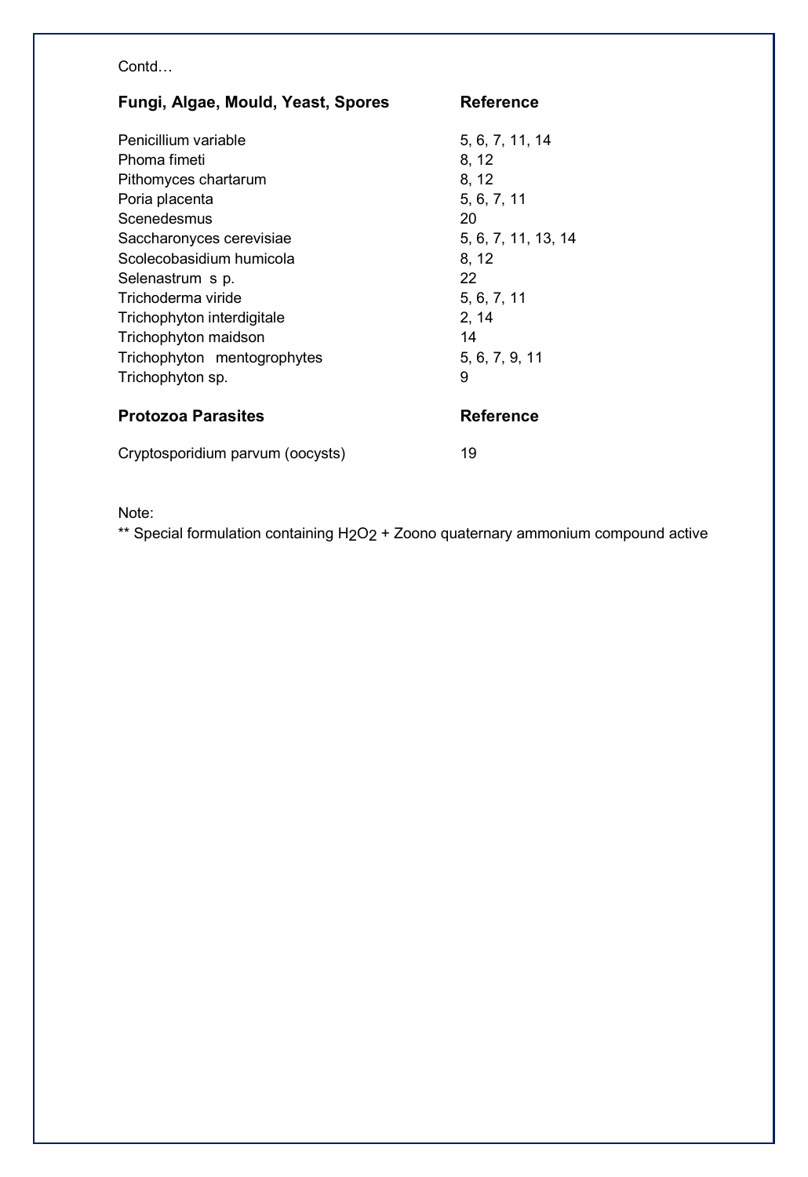Contd…

| Fungi, Algae, Mould, Yeast, Spores | Reference |
|---|---|
| Penicillium variable | 5, 6, 7, 11, 14 |
| Phoma fimeti | 8, 12 |
| Pithomyces chartarum | 8, 12 |
| Poria placenta | 5, 6, 7, 11 |
| Scenedesmus | 20 |
| Saccharonyces cerevisiae | 5, 6, 7, 11, 13, 14 |
| Scolecobasidium humicola | 8, 12 |
| Selenastrum s p. | 22 |
| Trichoderma viride | 5, 6, 7, 11 |
| Trichophyton interdigitale | 2, 14 |
| Trichophyton maidson | 14 |
| Trichophyton mentogrophytes | 5, 6, 7, 9, 11 |
| Trichophyton sp. | 9 |

| Protozoa Parasites | Reference |
|---|---|
| Cryptosporidium parvum (oocysts) | 19 |

Note:

** Special formulation containing $H_2O_2$ + Zoono quaternary ammonium compound active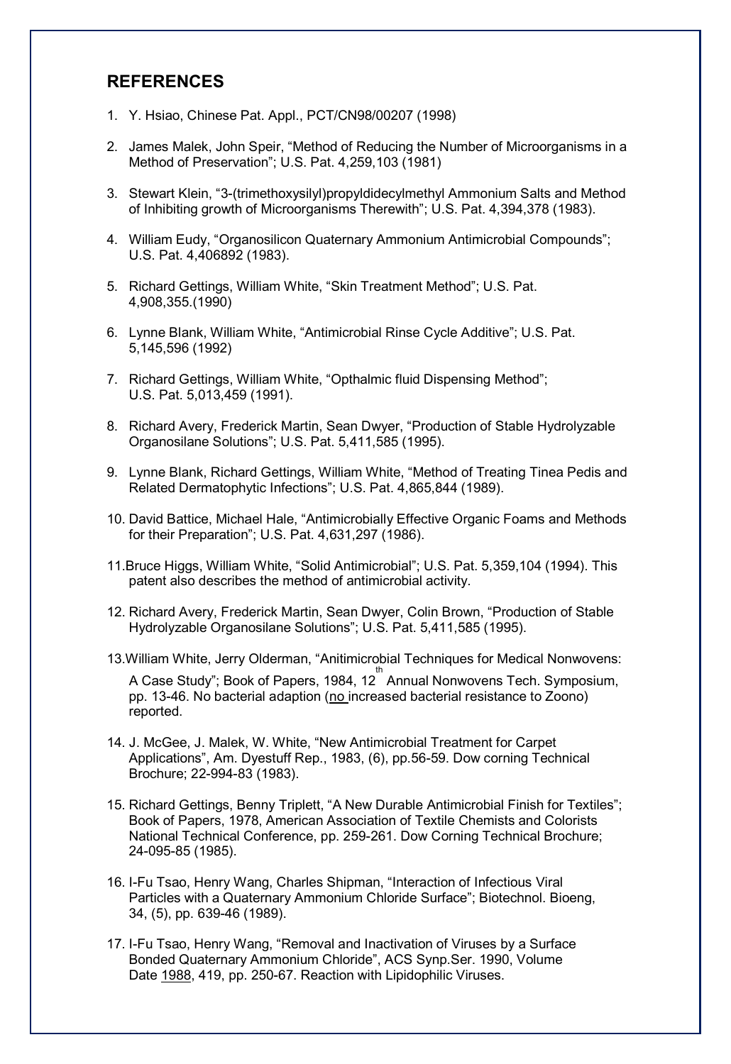## REFERENCES

1. Y. Hsiao, Chinese Pat. Appl., PCT/CN98/00207 (1998)

2. James Malek, John Speir, "Method of Reducing the Number of Microorganisms in a Method of Preservation"; U.S. Pat. 4,259,103 (1981)

3. Stewart Klein, "3-(trimethoxysilyl)propyldidecylmethyl Ammonium Salts and Method of Inhibiting growth of Microorganisms Therewith"; U.S. Pat. 4,394,378 (1983).

4. William Eudy, "Organosilicon Quaternary Ammonium Antimicrobial Compounds"; U.S. Pat. 4,406892 (1983).

5. Richard Gettings, William White, "Skin Treatment Method"; U.S. Pat. 4,908,355.(1990)

6. Lynne Blank, William White, "Antimicrobial Rinse Cycle Additive"; U.S. Pat. 5,145,596 (1992)

7. Richard Gettings, William White, "Opthalmic fluid Dispensing Method"; U.S. Pat. 5,013,459 (1991).

8. Richard Avery, Frederick Martin, Sean Dwyer, "Production of Stable Hydrolyzable Organosilane Solutions"; U.S. Pat. 5,411,585 (1995).

9. Lynne Blank, Richard Gettings, William White, "Method of Treating Tinea Pedis and Related Dermatophytic Infections"; U.S. Pat. 4,865,844 (1989).

10. David Battice, Michael Hale, "Antimicrobially Effective Organic Foams and Methods for their Preparation"; U.S. Pat. 4,631,297 (1986).

11. Bruce Higgs, William White, "Solid Antimicrobial"; U.S. Pat. 5,359,104 (1994). This patent also describes the method of antimicrobial activity.

12. Richard Avery, Frederick Martin, Sean Dwyer, Colin Brown, "Production of Stable Hydrolyzable Organosilane Solutions"; U.S. Pat. 5,411,585 (1995).

13. William White, Jerry Olderman, "Anitimicrobial Techniques for Medical Nonwovens: A Case Study"; Book of Papers, 1984, 12th Annual Nonwovens Tech. Symposium, pp. 13-46. No bacterial adaption (<u>no</u> increased bacterial resistance to Zoono) reported.

14. J. McGee, J. Malek, W. White, "New Antimicrobial Treatment for Carpet Applications", Am. Dyestuff Rep., 1983, (6), pp.56-59. Dow corning Technical Brochure; 22-994-83 (1983).

15. Richard Gettings, Benny Triplett, "A New Durable Antimicrobial Finish for Textiles"; Book of Papers, 1978, American Association of Textile Chemists and Colorists National Technical Conference, pp. 259-261. Dow Corning Technical Brochure; 24-095-85 (1985).

16. I-Fu Tsao, Henry Wang, Charles Shipman, "Interaction of Infectious Viral Particles with a Quaternary Ammonium Chloride Surface"; Biotechnol. Bioeng, 34, (5), pp. 639-46 (1989).

17. I-Fu Tsao, Henry Wang, "Removal and Inactivation of Viruses by a Surface Bonded Quaternary Ammonium Chloride", ACS Synp.Ser. 1990, Volume Date <u>1988</u>, 419, pp. 250-67. Reaction with Lipidophilic Viruses.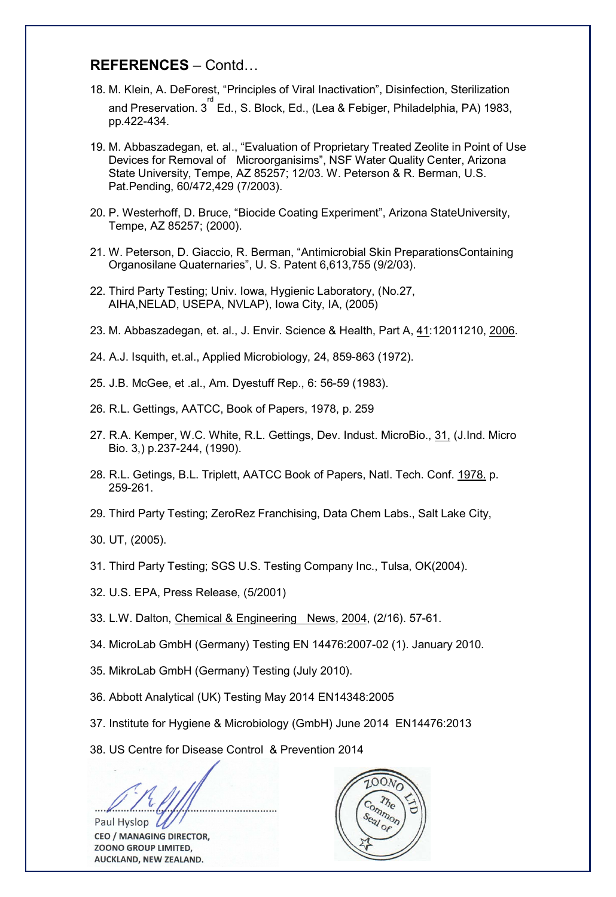**REFERENCES** – Contd…

18. M. Klein, A. DeForest, "Principles of Viral Inactivation", Disinfection, Sterilization and Preservation. 3rd Ed., S. Block, Ed., (Lea & Febiger, Philadelphia, PA) 1983, pp.422-434.

19. M. Abbaszadegan, et. al., "Evaluation of Proprietary Treated Zeolite in Point of Use Devices for Removal of Microorganisims", NSF Water Quality Center, Arizona State University, Tempe, AZ 85257; 12/03. W. Peterson & R. Berman, U.S. Pat.Pending, 60/472,429 (7/2003).

20. P. Westerhoff, D. Bruce, "Biocide Coating Experiment", Arizona StateUniversity, Tempe, AZ 85257; (2000).

21. W. Peterson, D. Giaccio, R. Berman, "Antimicrobial Skin PreparationsContaining Organosilane Quaternaries", U. S. Patent 6,613,755 (9/2/03).

22. Third Party Testing; Univ. Iowa, Hygienic Laboratory, (No.27, AIHA,NELAD, USEPA, NVLAP), Iowa City, IA, (2005)

23. M. Abbaszadegan, et. al., J. Envir. Science & Health, Part A, 41:12011210, 2006.

24. A.J. Isquith, et.al., Applied Microbiology, 24, 859-863 (1972).

25. J.B. McGee, et .al., Am. Dyestuff Rep., 6: 56-59 (1983).

26. R.L. Gettings, AATCC, Book of Papers, 1978, p. 259

27. R.A. Kemper, W.C. White, R.L. Gettings, Dev. Indust. MicroBio., 31, (J.Ind. Micro Bio. 3,) p.237-244, (1990).

28. R.L. Getings, B.L. Triplett, AATCC Book of Papers, Natl. Tech. Conf. 1978. p. 259-261.

29. Third Party Testing; ZeroRez Franchising, Data Chem Labs., Salt Lake City,

30. UT, (2005).

31. Third Party Testing; SGS U.S. Testing Company Inc., Tulsa, OK(2004).

32. U.S. EPA, Press Release, (5/2001)

33. L.W. Dalton, Chemical & Engineering News, 2004, (2/16). 57-61.

34. MicroLab GmbH (Germany) Testing EN 14476:2007-02 (1). January 2010.

35. MikroLab GmbH (Germany) Testing (July 2010).

36. Abbott Analytical (UK) Testing May 2014 EN14348:2005

37. Institute for Hygiene & Microbiology (GmbH) June 2014 EN14476:2013

38. US Centre for Disease Control & Prevention 2014

Paul Hyslop
CEO / MANAGING DIRECTOR,
ZOONO GROUP LIMITED,
AUCKLAND, NEW ZEALAND.

ZOONO LTD The Common Seal of